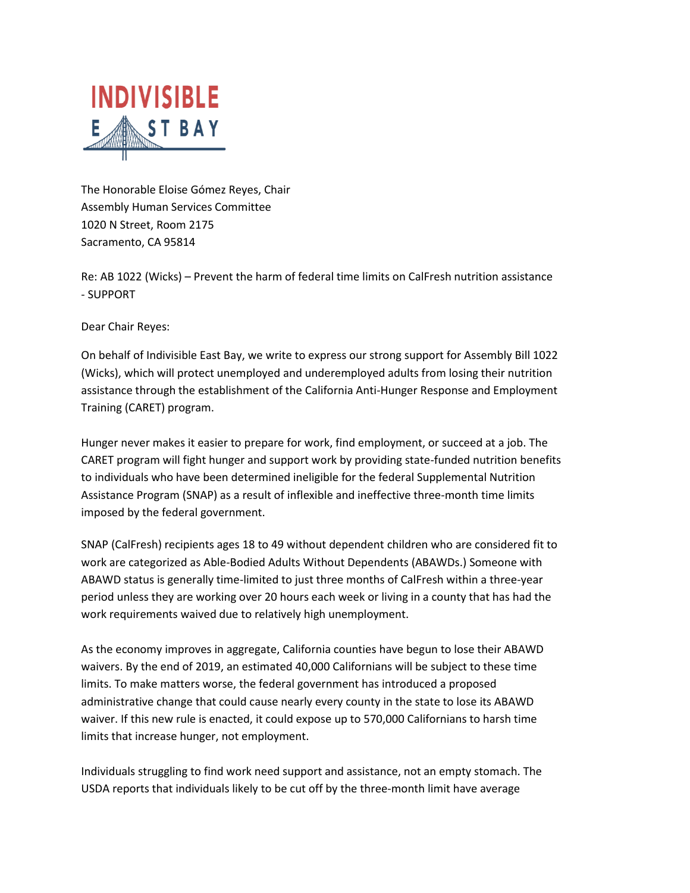The Honorable Eloise Gómez Reyes, Chair
Assembly Human Services Committee
1020 N Street, Room 2175
Sacramento, CA 95814

Re: AB 1022 (Wicks) – Prevent the harm of federal time limits on CalFresh nutrition assistance - SUPPORT

Dear Chair Reyes:

On behalf of Indivisible East Bay, we write to express our strong support for Assembly Bill 1022 (Wicks), which will protect unemployed and underemployed adults from losing their nutrition assistance through the establishment of the California Anti-Hunger Response and Employment Training (CARET) program.

Hunger never makes it easier to prepare for work, find employment, or succeed at a job. The CARET program will fight hunger and support work by providing state-funded nutrition benefits to individuals who have been determined ineligible for the federal Supplemental Nutrition Assistance Program (SNAP) as a result of inflexible and ineffective three-month time limits imposed by the federal government.

SNAP (CalFresh) recipients ages 18 to 49 without dependent children who are considered fit to work are categorized as Able-Bodied Adults Without Dependents (ABAWDs.) Someone with ABAWD status is generally time-limited to just three months of CalFresh within a three-year period unless they are working over 20 hours each week or living in a county that has had the work requirements waived due to relatively high unemployment.

As the economy improves in aggregate, California counties have begun to lose their ABAWD waivers. By the end of 2019, an estimated 40,000 Californians will be subject to these time limits. To make matters worse, the federal government has introduced a proposed administrative change that could cause nearly every county in the state to lose its ABAWD waiver. If this new rule is enacted, it could expose up to 570,000 Californians to harsh time limits that increase hunger, not employment.

Individuals struggling to find work need support and assistance, not an empty stomach. The USDA reports that individuals likely to be cut off by the three-month limit have average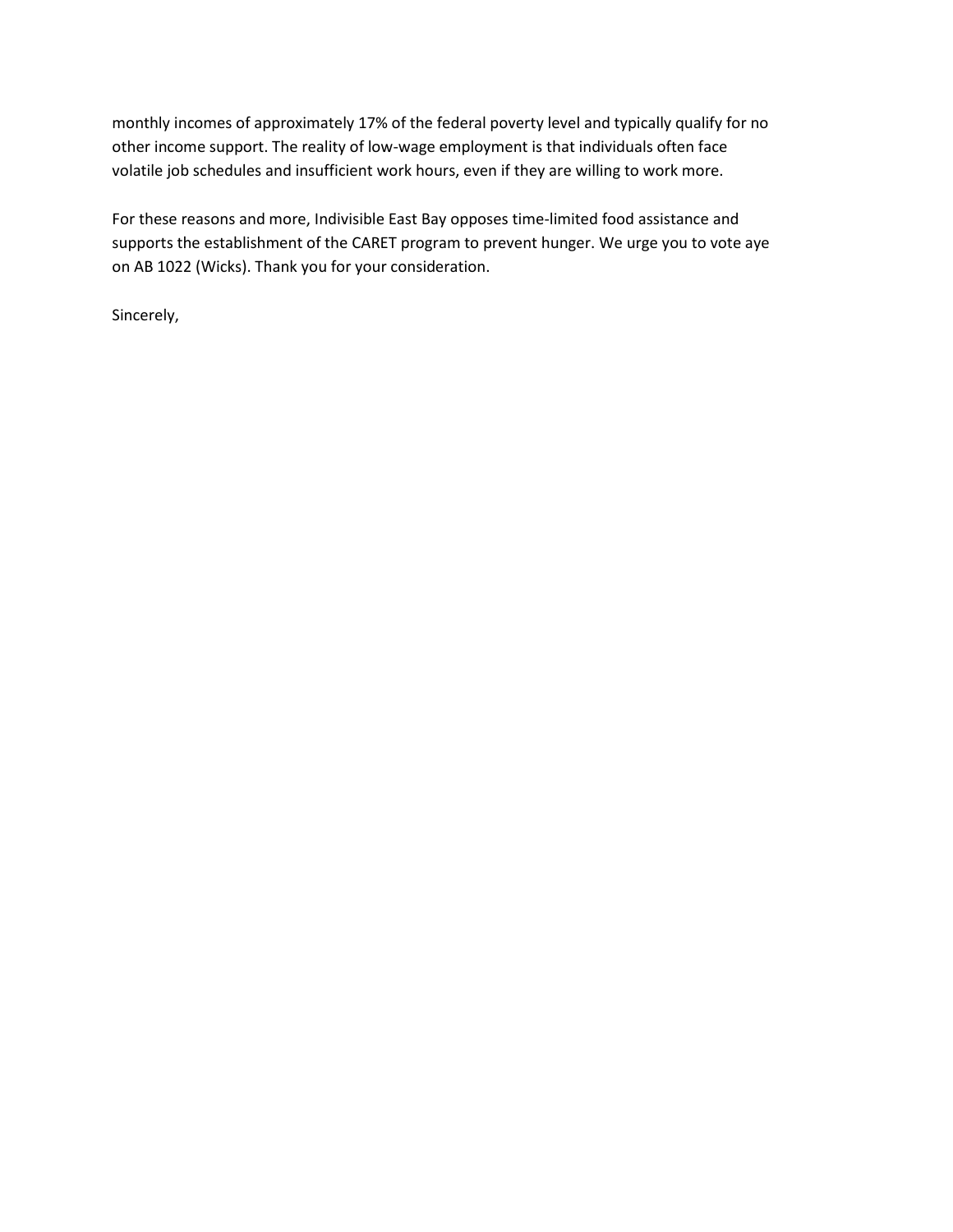monthly incomes of approximately 17% of the federal poverty level and typically qualify for no other income support. The reality of low-wage employment is that individuals often face volatile job schedules and insufficient work hours, even if they are willing to work more.

For these reasons and more, Indivisible East Bay opposes time-limited food assistance and supports the establishment of the CARET program to prevent hunger. We urge you to vote aye on AB 1022 (Wicks). Thank you for your consideration.

Sincerely,